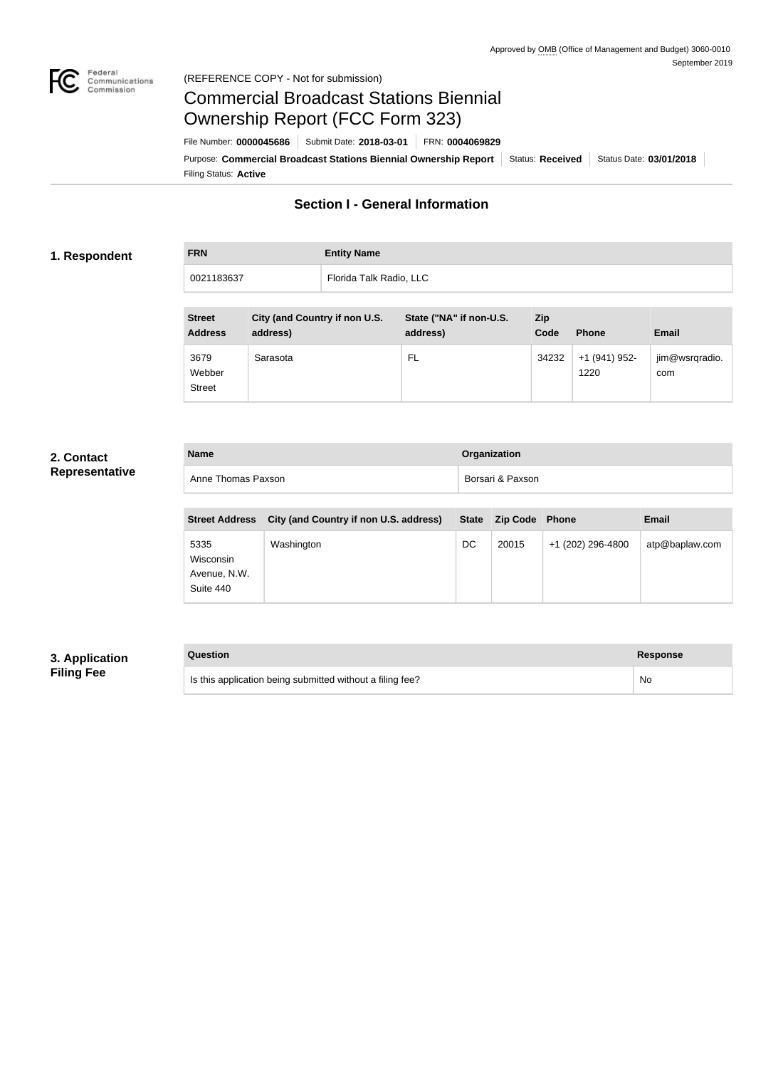Approved by OMB (Office of Management and Budget) 3060-0010
September 2019

(REFERENCE COPY - Not for submission)

# Commercial Broadcast Stations Biennial Ownership Report (FCC Form 323)

File Number: **0000045686** | Submit Date: **2018-03-01** | FRN: **0004069829**

Purpose: **Commercial Broadcast Stations Biennial Ownership Report** | Status: **Received** | Status Date: **03/01/2018** | Filing Status: **Active**

## Section I - General Information

### 1. Respondent

| FRN | Entity Name |
|---|---|
| 0021183637 | Florida Talk Radio, LLC |

| Street Address | City (and Country if non U.S. address) | State ("NA" if non-U.S. address) | Zip Code | Phone | Email |
|---|---|---|---|---|---|
| 3679 Webber Street | Sarasota | FL | 34232 | +1 (941) 952-1220 | jim@wsrqradio.com |

### 2. Contact Representative

| Name | Organization |
|---|---|
| Anne Thomas Paxson | Borsari & Paxson |

| Street Address | City (and Country if non U.S. address) | State | Zip Code | Phone | Email |
|---|---|---|---|---|---|
| 5335 Wisconsin Avenue, N.W. Suite 440 | Washington | DC | 20015 | +1 (202) 296-4800 | atp@baplaw.com |

### 3. Application Filing Fee

| Question | Response |
|---|---|
| Is this application being submitted without a filing fee? | No |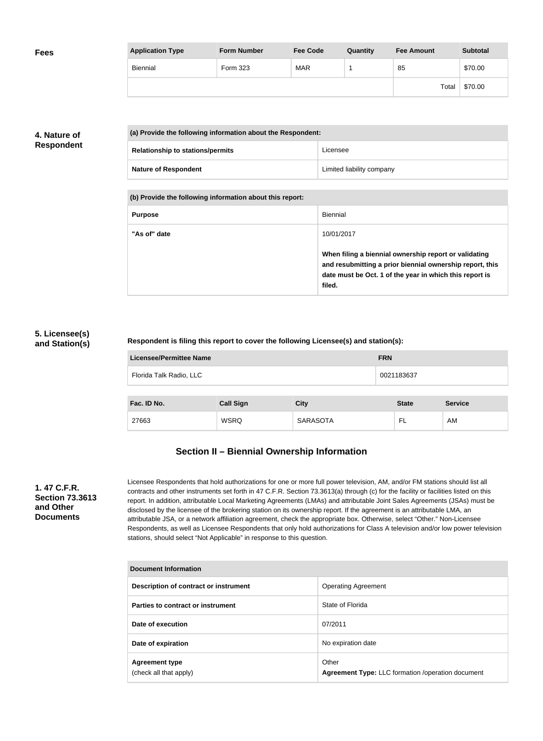### Fees

| Application Type | Form Number | Fee Code | Quantity | Fee Amount | Subtotal |
|---|---|---|---|---|---|
| Biennial | Form 323 | MAR | 1 | 85 | $70.00 |
| | | | | Total | $70.00 |

### 4. Nature of Respondent

| (a) Provide the following information about the Respondent: | |
|---|---|
| Relationship to stations/permits | Licensee |
| Nature of Respondent | Limited liability company |

| (b) Provide the following information about this report: | |
|---|---|
| Purpose | Biennial |
| "As of" date | 10/01/2017<br><br>**When filing a biennial ownership report or validating and resubmitting a prior biennial ownership report, this date must be Oct. 1 of the year in which this report is filed.** |

### 5. Licensee(s) and Station(s)

**Respondent is filing this report to cover the following Licensee(s) and station(s):**

| Licensee/Permittee Name | FRN |
|---|---|
| Florida Talk Radio, LLC | 0021183637 |

| Fac. ID No. | Call Sign | City | State | Service |
|---|---|---|---|---|
| 27663 | WSRQ | SARASOTA | FL | AM |

## Section II – Biennial Ownership Information

### 1. 47 C.F.R. Section 73.3613 and Other Documents

Licensee Respondents that hold authorizations for one or more full power television, AM, and/or FM stations should list all contracts and other instruments set forth in 47 C.F.R. Section 73.3613(a) through (c) for the facility or facilities listed on this report. In addition, attributable Local Marketing Agreements (LMAs) and attributable Joint Sales Agreements (JSAs) must be disclosed by the licensee of the brokering station on its ownership report. If the agreement is an attributable LMA, an attributable JSA, or a network affiliation agreement, check the appropriate box. Otherwise, select "Other." Non-Licensee Respondents, as well as Licensee Respondents that only hold authorizations for Class A television and/or low power television stations, should select "Not Applicable" in response to this question.

| Document Information | |
|---|---|
| Description of contract or instrument | Operating Agreement |
| Parties to contract or instrument | State of Florida |
| Date of execution | 07/2011 |
| Date of expiration | No expiration date |
| Agreement type<br>(check all that apply) | Other<br>**Agreement Type:** LLC formation /operation document |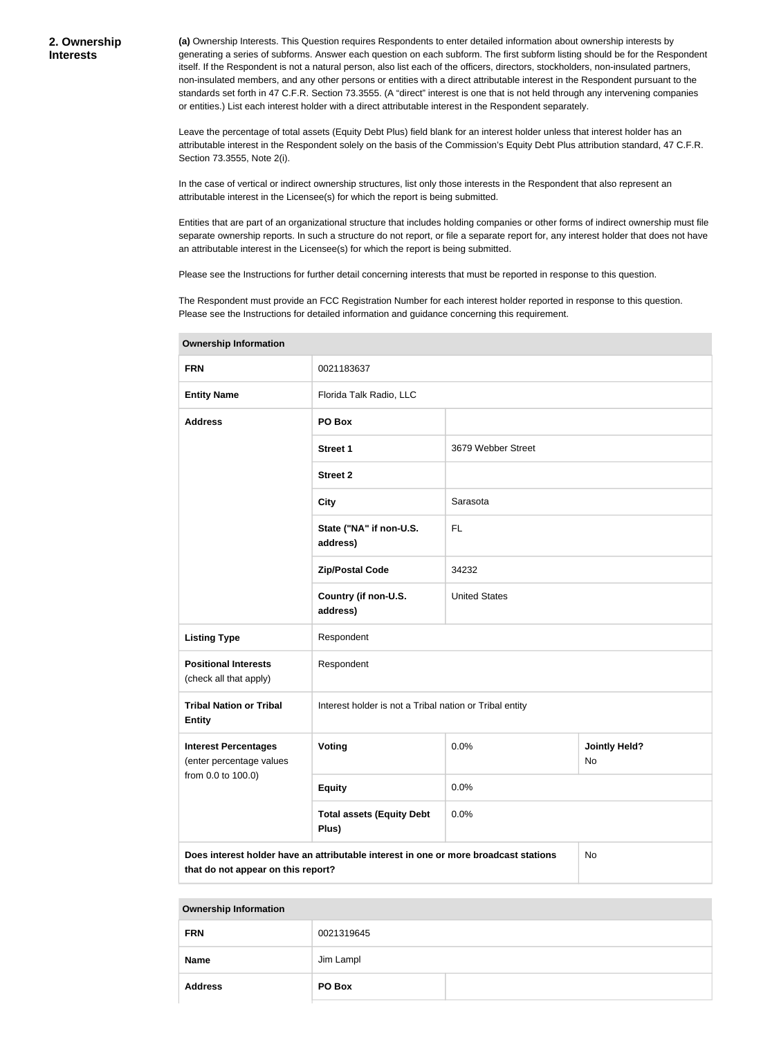## 2. Ownership Interests

**(a)** Ownership Interests. This Question requires Respondents to enter detailed information about ownership interests by generating a series of subforms. Answer each question on each subform. The first subform listing should be for the Respondent itself. If the Respondent is not a natural person, also list each of the officers, directors, stockholders, non-insulated partners, non-insulated members, and any other persons or entities with a direct attributable interest in the Respondent pursuant to the standards set forth in 47 C.F.R. Section 73.3555. (A "direct" interest is one that is not held through any intervening companies or entities.) List each interest holder with a direct attributable interest in the Respondent separately.

Leave the percentage of total assets (Equity Debt Plus) field blank for an interest holder unless that interest holder has an attributable interest in the Respondent solely on the basis of the Commission's Equity Debt Plus attribution standard, 47 C.F.R. Section 73.3555, Note 2(i).

In the case of vertical or indirect ownership structures, list only those interests in the Respondent that also represent an attributable interest in the Licensee(s) for which the report is being submitted.

Entities that are part of an organizational structure that includes holding companies or other forms of indirect ownership must file separate ownership reports. In such a structure do not report, or file a separate report for, any interest holder that does not have an attributable interest in the Licensee(s) for which the report is being submitted.

Please see the Instructions for further detail concerning interests that must be reported in response to this question.

The Respondent must provide an FCC Registration Number for each interest holder reported in response to this question. Please see the Instructions for detailed information and guidance concerning this requirement.

| Ownership Information | | | |
|---|---|---|---|
| **FRN** | 0021183637 | | |
| **Entity Name** | Florida Talk Radio, LLC | | |
| **Address** | **PO Box** | | |
| | **Street 1** | 3679 Webber Street | |
| | **Street 2** | | |
| | **City** | Sarasota | |
| | **State ("NA" if non-U.S. address)** | FL | |
| | **Zip/Postal Code** | 34232 | |
| | **Country (if non-U.S. address)** | United States | |
| **Listing Type** | Respondent | | |
| **Positional Interests** (check all that apply) | Respondent | | |
| **Tribal Nation or Tribal Entity** | Interest holder is not a Tribal nation or Tribal entity | | |
| **Interest Percentages** (enter percentage values from 0.0 to 100.0) | **Voting** | 0.0% | **Jointly Held?** No |
| | **Equity** | 0.0% | |
| | **Total assets (Equity Debt Plus)** | 0.0% | |
| **Does interest holder have an attributable interest in one or more broadcast stations that do not appear on this report?** | | | No |

| Ownership Information | | |
|---|---|---|
| **FRN** | 0021319645 | |
| **Name** | Jim Lampl | |
| **Address** | **PO Box** | |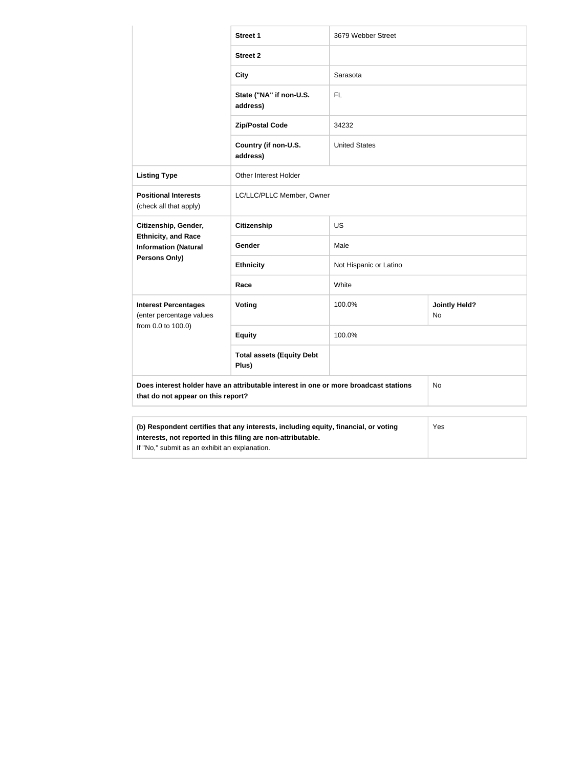| | | | |
|---|---|---|---|
| | **Street 1** | 3679 Webber Street | |
| | **Street 2** | | |
| | **City** | Sarasota | |
| | **State ("NA" if non-U.S. address)** | FL | |
| | **Zip/Postal Code** | 34232 | |
| | **Country (if non-U.S. address)** | United States | |
| **Listing Type** | Other Interest Holder | | |
| **Positional Interests** (check all that apply) | LC/LLC/PLLC Member, Owner | | |
| **Citizenship, Gender, Ethnicity, and Race Information (Natural Persons Only)** | **Citizenship** | US | |
| | **Gender** | Male | |
| | **Ethnicity** | Not Hispanic or Latino | |
| | **Race** | White | |
| **Interest Percentages** (enter percentage values from 0.0 to 100.0) | **Voting** | 100.0% | **Jointly Held?** No |
| | **Equity** | 100.0% | |
| | **Total assets (Equity Debt Plus)** | | |
| **Does interest holder have an attributable interest in one or more broadcast stations that do not appear on this report?** | | | No |

| | |
|---|---|
| **(b) Respondent certifies that any interests, including equity, financial, or voting interests, not reported in this filing are non-attributable.** If "No," submit as an exhibit an explanation. | Yes |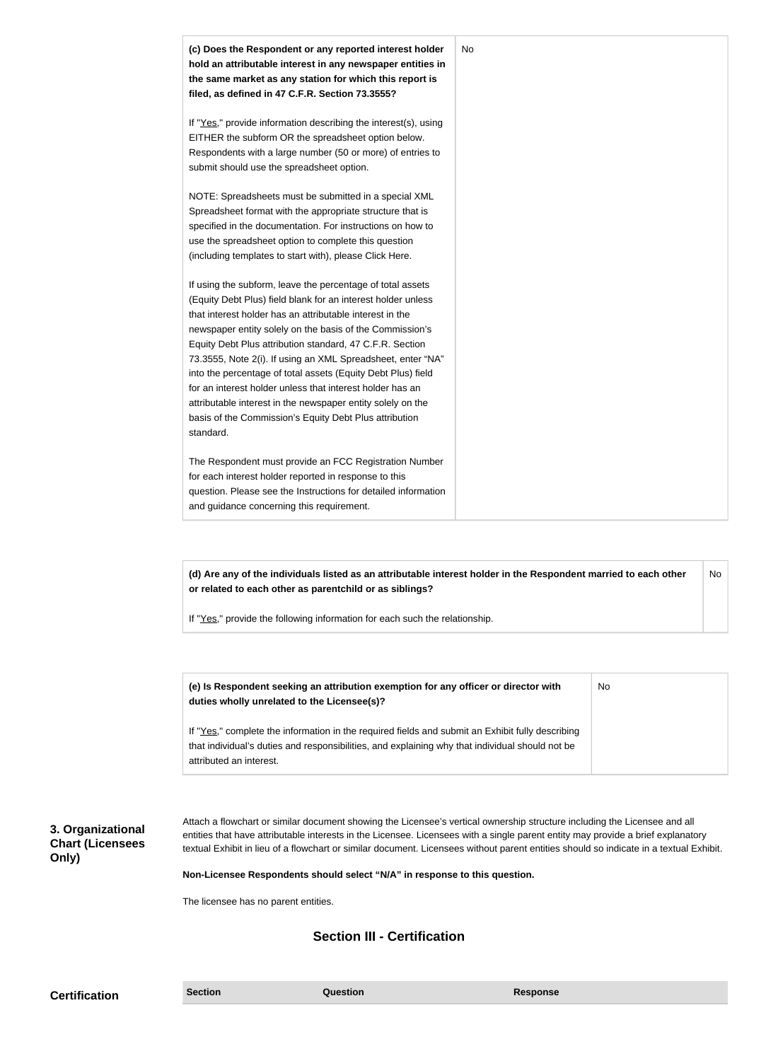| **(c) Does the Respondent or any reported interest holder hold an attributable interest in any newspaper entities in the same market as any station for which this report is filed, as defined in 47 C.F.R. Section 73.3555?**<br><br>If "Yes," provide information describing the interest(s), using EITHER the subform OR the spreadsheet option below. Respondents with a large number (50 or more) of entries to submit should use the spreadsheet option.<br><br>NOTE: Spreadsheets must be submitted in a special XML Spreadsheet format with the appropriate structure that is specified in the documentation. For instructions on how to use the spreadsheet option to complete this question (including templates to start with), please Click Here.<br><br>If using the subform, leave the percentage of total assets (Equity Debt Plus) field blank for an interest holder unless that interest holder has an attributable interest in the newspaper entity solely on the basis of the Commission's Equity Debt Plus attribution standard, 47 C.F.R. Section 73.3555, Note 2(i). If using an XML Spreadsheet, enter "NA" into the percentage of total assets (Equity Debt Plus) field for an interest holder unless that interest holder has an attributable interest in the newspaper entity solely on the basis of the Commission's Equity Debt Plus attribution standard.<br><br>The Respondent must provide an FCC Registration Number for each interest holder reported in response to this question. Please see the Instructions for detailed information and guidance concerning this requirement. | No |
|---|---|

| **(d) Are any of the individuals listed as an attributable interest holder in the Respondent married to each other or related to each other as parentchild or as siblings?**<br><br>If "Yes," provide the following information for each such the relationship. | No |
|---|---|

| **(e) Is Respondent seeking an attribution exemption for any officer or director with duties wholly unrelated to the Licensee(s)?**<br><br>If "Yes," complete the information in the required fields and submit an Exhibit fully describing that individual's duties and responsibilities, and explaining why that individual should not be attributed an interest. | No |
|---|---|

**3. Organizational Chart (Licensees Only)**

Attach a flowchart or similar document showing the Licensee's vertical ownership structure including the Licensee and all entities that have attributable interests in the Licensee. Licensees with a single parent entity may provide a brief explanatory textual Exhibit in lieu of a flowchart or similar document. Licensees without parent entities should so indicate in a textual Exhibit.

**Non-Licensee Respondents should select "N/A" in response to this question.**

The licensee has no parent entities.

## Section III - Certification

**Certification**

| Section | Question | Response |
|---|---|---|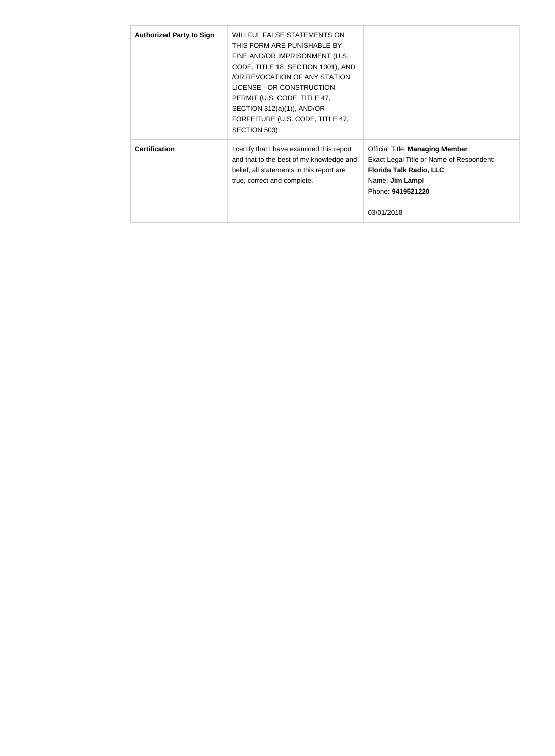| | | |
|---|---|---|
| **Authorized Party to Sign** | WILLFUL FALSE STATEMENTS ON THIS FORM ARE PUNISHABLE BY FINE AND/OR IMPRISONMENT (U.S. CODE, TITLE 18, SECTION 1001), AND /OR REVOCATION OF ANY STATION LICENSE --OR CONSTRUCTION PERMIT (U.S. CODE, TITLE 47, SECTION 312(a)(1)), AND/OR FORFEITURE (U.S. CODE, TITLE 47, SECTION 503). | |
| **Certification** | I certify that I have examined this report and that to the best of my knowledge and belief, all statements in this report are true, correct and complete. | Official Title: **Managing Member**<br>Exact Legal Title or Name of Respondent: **Florida Talk Radio, LLC**<br>Name: **Jim Lampl**<br>Phone: **9419521220**<br><br>03/01/2018 |